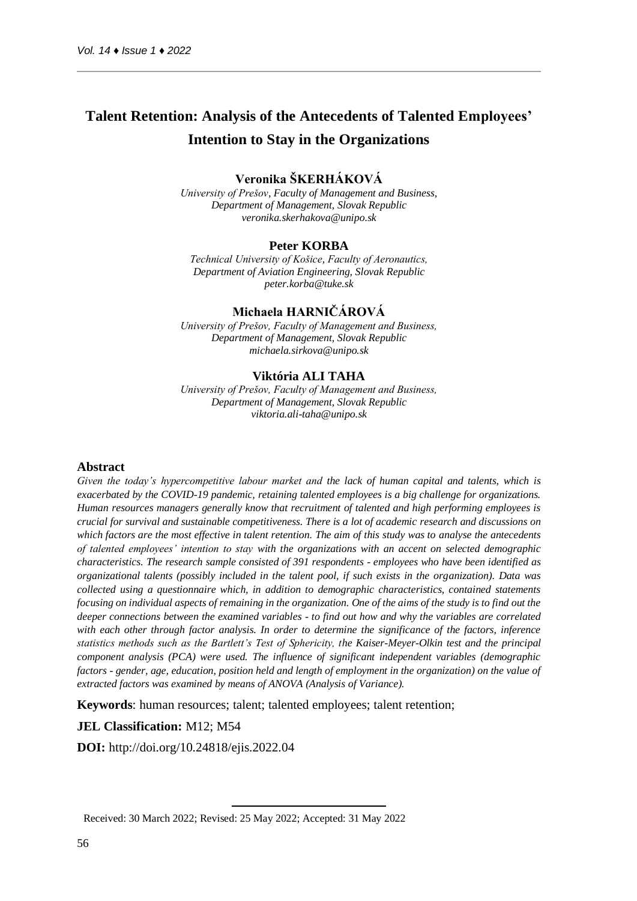# Talent Retention: Analysis of the Antecedents of Talented Employees' Intention to Stay in the Organizations

**Veronika ŠKERHÁKOVÁ**

*University of Prešov, Faculty of Management and Business, Department of Management, Slovak Republic*
*veronika.skerhakova@unipo.sk*

**Peter KORBA**

*Technical University of Košice, Faculty of Aeronautics, Department of Aviation Engineering, Slovak Republic*
*peter.korba@tuke.sk*

**Michaela HARNIČÁROVÁ**

*University of Prešov, Faculty of Management and Business, Department of Management, Slovak Republic*
*michaela.sirkova@unipo.sk*

**Viktória ALI TAHA**

*University of Prešov, Faculty of Management and Business, Department of Management, Slovak Republic*
*viktoria.ali-taha@unipo.sk*

## Abstract

*Given the today's hypercompetitive labour market and the lack of human capital and talents, which is exacerbated by the COVID-19 pandemic, retaining talented employees is a big challenge for organizations. Human resources managers generally know that recruitment of talented and high performing employees is crucial for survival and sustainable competitiveness. There is a lot of academic research and discussions on which factors are the most effective in talent retention. The aim of this study was to analyse the antecedents of talented employees' intention to stay with the organizations with an accent on selected demographic characteristics. The research sample consisted of 391 respondents - employees who have been identified as organizational talents (possibly included in the talent pool, if such exists in the organization). Data was collected using a questionnaire which, in addition to demographic characteristics, contained statements focusing on individual aspects of remaining in the organization. One of the aims of the study is to find out the deeper connections between the examined variables - to find out how and why the variables are correlated with each other through factor analysis. In order to determine the significance of the factors, inference statistics methods such as the Bartlett's Test of Sphericity, the Kaiser-Meyer-Olkin test and the principal component analysis (PCA) were used. The influence of significant independent variables (demographic factors - gender, age, education, position held and length of employment in the organization) on the value of extracted factors was examined by means of ANOVA (Analysis of Variance).*

**Keywords**: human resources; talent; talented employees; talent retention;

**JEL Classification:** M12; M54

**DOI:** http://doi.org/10.24818/ejis.2022.04

Received: 30 March 2022; Revised: 25 May 2022; Accepted: 31 May 2022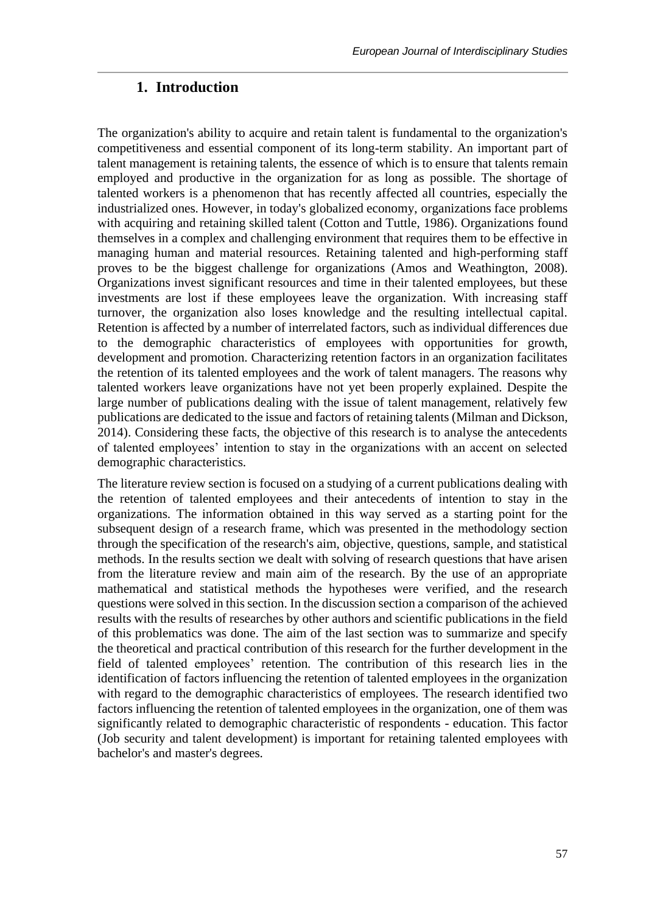## 1. Introduction

The organization's ability to acquire and retain talent is fundamental to the organization's competitiveness and essential component of its long-term stability. An important part of talent management is retaining talents, the essence of which is to ensure that talents remain employed and productive in the organization for as long as possible. The shortage of talented workers is a phenomenon that has recently affected all countries, especially the industrialized ones. However, in today's globalized economy, organizations face problems with acquiring and retaining skilled talent (Cotton and Tuttle, 1986). Organizations found themselves in a complex and challenging environment that requires them to be effective in managing human and material resources. Retaining talented and high-performing staff proves to be the biggest challenge for organizations (Amos and Weathington, 2008). Organizations invest significant resources and time in their talented employees, but these investments are lost if these employees leave the organization. With increasing staff turnover, the organization also loses knowledge and the resulting intellectual capital. Retention is affected by a number of interrelated factors, such as individual differences due to the demographic characteristics of employees with opportunities for growth, development and promotion. Characterizing retention factors in an organization facilitates the retention of its talented employees and the work of talent managers. The reasons why talented workers leave organizations have not yet been properly explained. Despite the large number of publications dealing with the issue of talent management, relatively few publications are dedicated to the issue and factors of retaining talents (Milman and Dickson, 2014). Considering these facts, the objective of this research is to analyse the antecedents of talented employees' intention to stay in the organizations with an accent on selected demographic characteristics.

The literature review section is focused on a studying of a current publications dealing with the retention of talented employees and their antecedents of intention to stay in the organizations. The information obtained in this way served as a starting point for the subsequent design of a research frame, which was presented in the methodology section through the specification of the research's aim, objective, questions, sample, and statistical methods. In the results section we dealt with solving of research questions that have arisen from the literature review and main aim of the research. By the use of an appropriate mathematical and statistical methods the hypotheses were verified, and the research questions were solved in this section. In the discussion section a comparison of the achieved results with the results of researches by other authors and scientific publications in the field of this problematics was done. The aim of the last section was to summarize and specify the theoretical and practical contribution of this research for the further development in the field of talented employees' retention. The contribution of this research lies in the identification of factors influencing the retention of talented employees in the organization with regard to the demographic characteristics of employees. The research identified two factors influencing the retention of talented employees in the organization, one of them was significantly related to demographic characteristic of respondents - education. This factor (Job security and talent development) is important for retaining talented employees with bachelor's and master's degrees.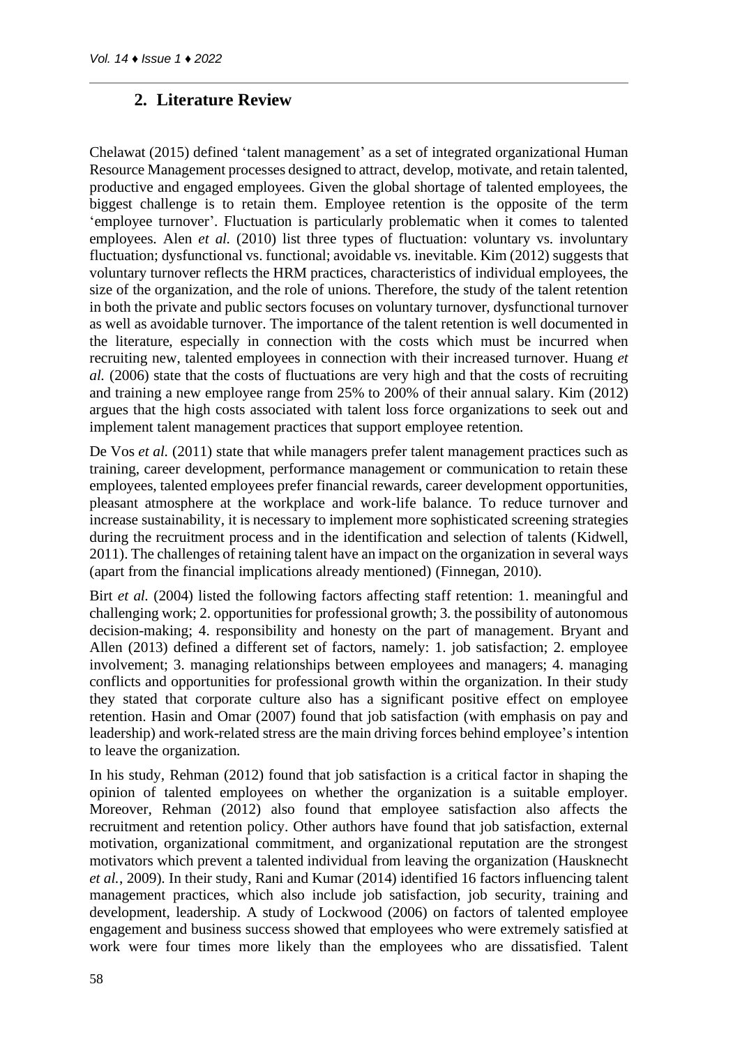## 2. Literature Review

Chelawat (2015) defined 'talent management' as a set of integrated organizational Human Resource Management processes designed to attract, develop, motivate, and retain talented, productive and engaged employees. Given the global shortage of talented employees, the biggest challenge is to retain them. Employee retention is the opposite of the term 'employee turnover'. Fluctuation is particularly problematic when it comes to talented employees. Alen *et al.* (2010) list three types of fluctuation: voluntary vs. involuntary fluctuation; dysfunctional vs. functional; avoidable vs. inevitable. Kim (2012) suggests that voluntary turnover reflects the HRM practices, characteristics of individual employees, the size of the organization, and the role of unions. Therefore, the study of the talent retention in both the private and public sectors focuses on voluntary turnover, dysfunctional turnover as well as avoidable turnover. The importance of the talent retention is well documented in the literature, especially in connection with the costs which must be incurred when recruiting new, talented employees in connection with their increased turnover. Huang *et al.* (2006) state that the costs of fluctuations are very high and that the costs of recruiting and training a new employee range from 25% to 200% of their annual salary. Kim (2012) argues that the high costs associated with talent loss force organizations to seek out and implement talent management practices that support employee retention.

De Vos *et al.* (2011) state that while managers prefer talent management practices such as training, career development, performance management or communication to retain these employees, talented employees prefer financial rewards, career development opportunities, pleasant atmosphere at the workplace and work-life balance. To reduce turnover and increase sustainability, it is necessary to implement more sophisticated screening strategies during the recruitment process and in the identification and selection of talents (Kidwell, 2011). The challenges of retaining talent have an impact on the organization in several ways (apart from the financial implications already mentioned) (Finnegan, 2010).

Birt *et al.* (2004) listed the following factors affecting staff retention: 1. meaningful and challenging work; 2. opportunities for professional growth; 3. the possibility of autonomous decision-making; 4. responsibility and honesty on the part of management. Bryant and Allen (2013) defined a different set of factors, namely: 1. job satisfaction; 2. employee involvement; 3. managing relationships between employees and managers; 4. managing conflicts and opportunities for professional growth within the organization. In their study they stated that corporate culture also has a significant positive effect on employee retention. Hasin and Omar (2007) found that job satisfaction (with emphasis on pay and leadership) and work-related stress are the main driving forces behind employee's intention to leave the organization.

In his study, Rehman (2012) found that job satisfaction is a critical factor in shaping the opinion of talented employees on whether the organization is a suitable employer. Moreover, Rehman (2012) also found that employee satisfaction also affects the recruitment and retention policy. Other authors have found that job satisfaction, external motivation, organizational commitment, and organizational reputation are the strongest motivators which prevent a talented individual from leaving the organization (Hausknecht *et al.*, 2009). In their study, Rani and Kumar (2014) identified 16 factors influencing talent management practices, which also include job satisfaction, job security, training and development, leadership. A study of Lockwood (2006) on factors of talented employee engagement and business success showed that employees who were extremely satisfied at work were four times more likely than the employees who are dissatisfied. Talent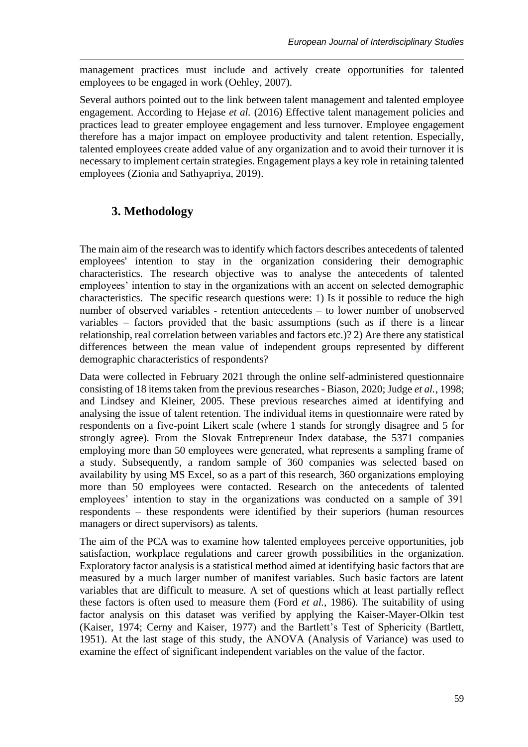management practices must include and actively create opportunities for talented employees to be engaged in work (Oehley, 2007).

Several authors pointed out to the link between talent management and talented employee engagement. According to Hejase *et al.* (2016) Effective talent management policies and practices lead to greater employee engagement and less turnover. Employee engagement therefore has a major impact on employee productivity and talent retention. Especially, talented employees create added value of any organization and to avoid their turnover it is necessary to implement certain strategies. Engagement plays a key role in retaining talented employees (Zionia and Sathyapriya, 2019).

## 3. Methodology

The main aim of the research was to identify which factors describes antecedents of talented employees' intention to stay in the organization considering their demographic characteristics. The research objective was to analyse the antecedents of talented employees' intention to stay in the organizations with an accent on selected demographic characteristics. The specific research questions were: 1) Is it possible to reduce the high number of observed variables - retention antecedents – to lower number of unobserved variables – factors provided that the basic assumptions (such as if there is a linear relationship, real correlation between variables and factors etc.)? 2) Are there any statistical differences between the mean value of independent groups represented by different demographic characteristics of respondents?

Data were collected in February 2021 through the online self-administered questionnaire consisting of 18 items taken from the previous researches - Biason, 2020; Judge *et al.*, 1998; and Lindsey and Kleiner, 2005. These previous researches aimed at identifying and analysing the issue of talent retention. The individual items in questionnaire were rated by respondents on a five-point Likert scale (where 1 stands for strongly disagree and 5 for strongly agree). From the Slovak Entrepreneur Index database, the 5371 companies employing more than 50 employees were generated, what represents a sampling frame of a study. Subsequently, a random sample of 360 companies was selected based on availability by using MS Excel, so as a part of this research, 360 organizations employing more than 50 employees were contacted. Research on the antecedents of talented employees' intention to stay in the organizations was conducted on a sample of 391 respondents – these respondents were identified by their superiors (human resources managers or direct supervisors) as talents.

The aim of the PCA was to examine how talented employees perceive opportunities, job satisfaction, workplace regulations and career growth possibilities in the organization. Exploratory factor analysis is a statistical method aimed at identifying basic factors that are measured by a much larger number of manifest variables. Such basic factors are latent variables that are difficult to measure. A set of questions which at least partially reflect these factors is often used to measure them (Ford *et al.*, 1986). The suitability of using factor analysis on this dataset was verified by applying the Kaiser-Mayer-Olkin test (Kaiser, 1974; Cerny and Kaiser, 1977) and the Bartlett's Test of Sphericity (Bartlett, 1951). At the last stage of this study, the ANOVA (Analysis of Variance) was used to examine the effect of significant independent variables on the value of the factor.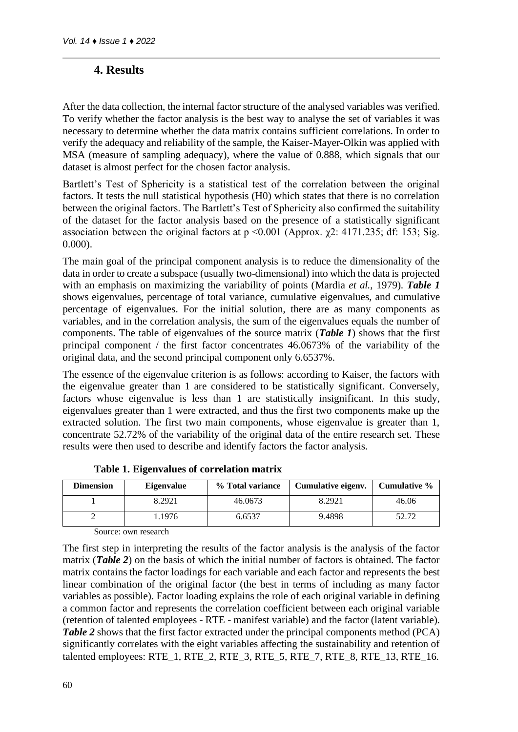## 4. Results

After the data collection, the internal factor structure of the analysed variables was verified. To verify whether the factor analysis is the best way to analyse the set of variables it was necessary to determine whether the data matrix contains sufficient correlations. In order to verify the adequacy and reliability of the sample, the Kaiser-Mayer-Olkin was applied with MSA (measure of sampling adequacy), where the value of 0.888, which signals that our dataset is almost perfect for the chosen factor analysis.

Bartlett's Test of Sphericity is a statistical test of the correlation between the original factors. It tests the null statistical hypothesis (H0) which states that there is no correlation between the original factors. The Bartlett's Test of Sphericity also confirmed the suitability of the dataset for the factor analysis based on the presence of a statistically significant association between the original factors at $p < 0.001$ (Approx. $\chi 2$: 4171.235; df: 153; Sig. 0.000).

The main goal of the principal component analysis is to reduce the dimensionality of the data in order to create a subspace (usually two-dimensional) into which the data is projected with an emphasis on maximizing the variability of points (Mardia *et al.*, 1979). ***Table 1*** shows eigenvalues, percentage of total variance, cumulative eigenvalues, and cumulative percentage of eigenvalues. For the initial solution, there are as many components as variables, and in the correlation analysis, the sum of the eigenvalues equals the number of components. The table of eigenvalues of the source matrix (***Table 1***) shows that the first principal component / the first factor concentrates 46.0673% of the variability of the original data, and the second principal component only 6.6537%.

The essence of the eigenvalue criterion is as follows: according to Kaiser, the factors with the eigenvalue greater than 1 are considered to be statistically significant. Conversely, factors whose eigenvalue is less than 1 are statistically insignificant. In this study, eigenvalues greater than 1 were extracted, and thus the first two components make up the extracted solution. The first two main components, whose eigenvalue is greater than 1, concentrate 52.72% of the variability of the original data of the entire research set. These results were then used to describe and identify factors the factor analysis.

**Table 1. Eigenvalues of correlation matrix**

| Dimension | Eigenvalue | % Total variance | Cumulative eigenv. | Cumulative % |
|---|---|---|---|---|
| 1 | 8.2921 | 46.0673 | 8.2921 | 46.06 |
| 2 | 1.1976 | 6.6537 | 9.4898 | 52.72 |

Source: own research

The first step in interpreting the results of the factor analysis is the analysis of the factor matrix (***Table 2***) on the basis of which the initial number of factors is obtained. The factor matrix contains the factor loadings for each variable and each factor and represents the best linear combination of the original factor (the best in terms of including as many factor variables as possible). Factor loading explains the role of each original variable in defining a common factor and represents the correlation coefficient between each original variable (retention of talented employees - RTE - manifest variable) and the factor (latent variable). ***Table 2*** shows that the first factor extracted under the principal components method (PCA) significantly correlates with the eight variables affecting the sustainability and retention of talented employees: RTE_1, RTE_2, RTE_3, RTE_5, RTE_7, RTE_8, RTE_13, RTE_16.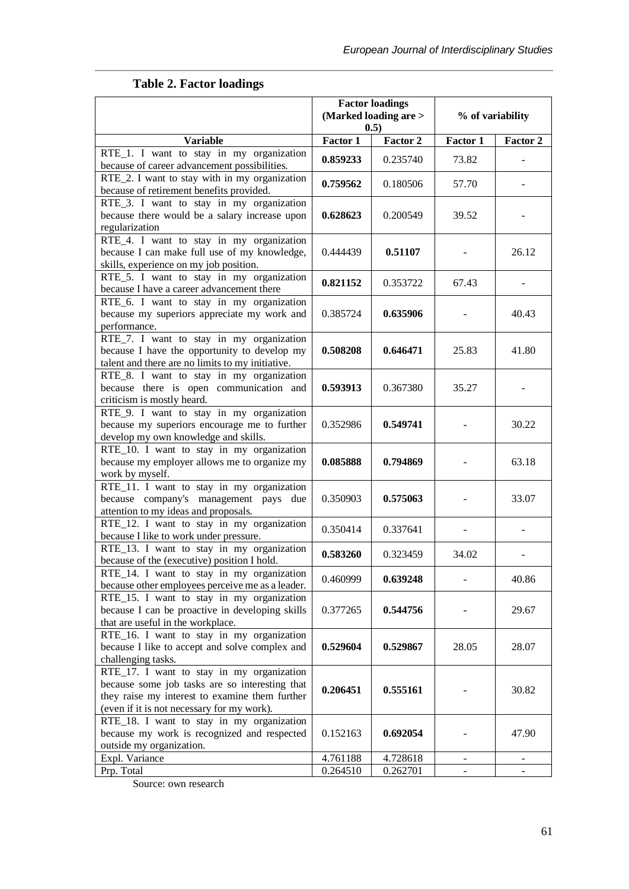**Table 2. Factor loadings**

| | Factor loadings (Marked loading are > 0.5) | | % of variability | |
|---|---|---|---|---|
| **Variable** | **Factor 1** | **Factor 2** | **Factor 1** | **Factor 2** |
| RTE_1. I want to stay in my organization because of career advancement possibilities. | **0.859233** | 0.235740 | 73.82 | - |
| RTE_2. I want to stay with in my organization because of retirement benefits provided. | **0.759562** | 0.180506 | 57.70 | - |
| RTE_3. I want to stay in my organization because there would be a salary increase upon regularization | **0.628623** | 0.200549 | 39.52 | - |
| RTE_4. I want to stay in my organization because I can make full use of my knowledge, skills, experience on my job position. | 0.444439 | **0.51107** | - | 26.12 |
| RTE_5. I want to stay in my organization because I have a career advancement there | **0.821152** | 0.353722 | 67.43 | - |
| RTE_6. I want to stay in my organization because my superiors appreciate my work and performance. | 0.385724 | **0.635906** | - | 40.43 |
| RTE_7. I want to stay in my organization because I have the opportunity to develop my talent and there are no limits to my initiative. | **0.508208** | **0.646471** | 25.83 | 41.80 |
| RTE_8. I want to stay in my organization because there is open communication and criticism is mostly heard. | **0.593913** | 0.367380 | 35.27 | - |
| RTE_9. I want to stay in my organization because my superiors encourage me to further develop my own knowledge and skills. | 0.352986 | **0.549741** | - | 30.22 |
| RTE_10. I want to stay in my organization because my employer allows me to organize my work by myself. | **0.085888** | **0.794869** | - | 63.18 |
| RTE_11. I want to stay in my organization because company's management pays due attention to my ideas and proposals. | 0.350903 | **0.575063** | - | 33.07 |
| RTE_12. I want to stay in my organization because I like to work under pressure. | 0.350414 | 0.337641 | - | - |
| RTE_13. I want to stay in my organization because of the (executive) position I hold. | **0.583260** | 0.323459 | 34.02 | - |
| RTE_14. I want to stay in my organization because other employees perceive me as a leader. | 0.460999 | **0.639248** | - | 40.86 |
| RTE_15. I want to stay in my organization because I can be proactive in developing skills that are useful in the workplace. | 0.377265 | **0.544756** | - | 29.67 |
| RTE_16. I want to stay in my organization because I like to accept and solve complex and challenging tasks. | **0.529604** | **0.529867** | 28.05 | 28.07 |
| RTE_17. I want to stay in my organization because some job tasks are so interesting that they raise my interest to examine them further (even if it is not necessary for my work). | **0.206451** | **0.555161** | - | 30.82 |
| RTE_18. I want to stay in my organization because my work is recognized and respected outside my organization. | 0.152163 | **0.692054** | - | 47.90 |
| Expl. Variance | 4.761188 | 4.728618 | - | - |
| Prp. Total | 0.264510 | 0.262701 | - | - |

Source: own research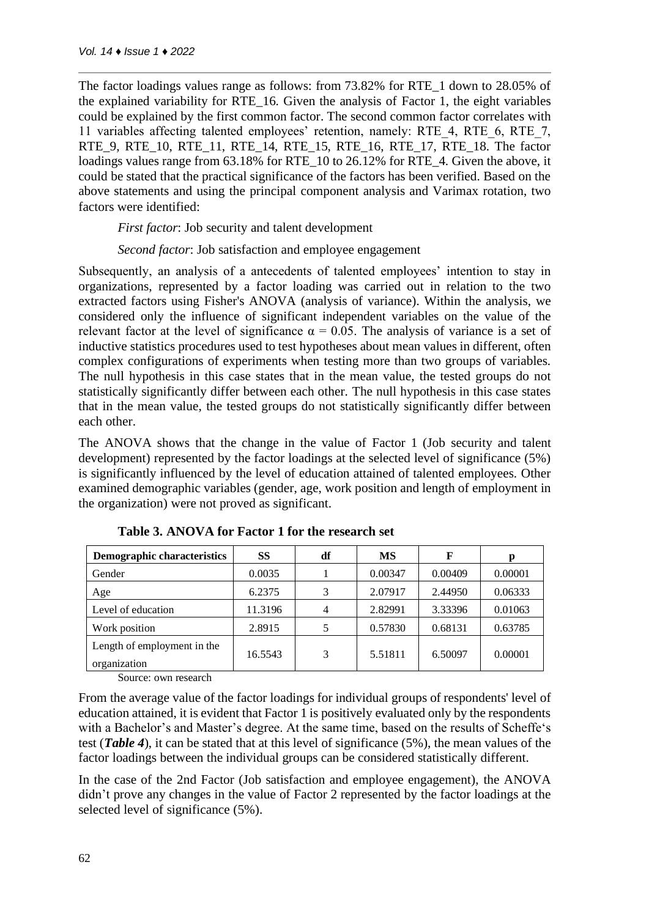The factor loadings values range as follows: from 73.82% for RTE_1 down to 28.05% of the explained variability for RTE_16. Given the analysis of Factor 1, the eight variables could be explained by the first common factor. The second common factor correlates with 11 variables affecting talented employees' retention, namely: RTE_4, RTE_6, RTE_7, RTE_9, RTE_10, RTE_11, RTE_14, RTE_15, RTE_16, RTE_17, RTE_18. The factor loadings values range from 63.18% for RTE_10 to 26.12% for RTE_4. Given the above, it could be stated that the practical significance of the factors has been verified. Based on the above statements and using the principal component analysis and Varimax rotation, two factors were identified:

*First factor*: Job security and talent development

*Second factor*: Job satisfaction and employee engagement

Subsequently, an analysis of a antecedents of talented employees' intention to stay in organizations, represented by a factor loading was carried out in relation to the two extracted factors using Fisher's ANOVA (analysis of variance). Within the analysis, we considered only the influence of significant independent variables on the value of the relevant factor at the level of significance $\alpha = 0.05$. The analysis of variance is a set of inductive statistics procedures used to test hypotheses about mean values in different, often complex configurations of experiments when testing more than two groups of variables. The null hypothesis in this case states that in the mean value, the tested groups do not statistically significantly differ between each other. The null hypothesis in this case states that in the mean value, the tested groups do not statistically significantly differ between each other.

The ANOVA shows that the change in the value of Factor 1 (Job security and talent development) represented by the factor loadings at the selected level of significance (5%) is significantly influenced by the level of education attained of talented employees. Other examined demographic variables (gender, age, work position and length of employment in the organization) were not proved as significant.

**Table 3. ANOVA for Factor 1 for the research set**

| Demographic characteristics | SS | df | MS | F | p |
|---|---|---|---|---|---|
| Gender | 0.0035 | 1 | 0.00347 | 0.00409 | 0.00001 |
| Age | 6.2375 | 3 | 2.07917 | 2.44950 | 0.06333 |
| Level of education | 11.3196 | 4 | 2.82991 | 3.33396 | 0.01063 |
| Work position | 2.8915 | 5 | 0.57830 | 0.68131 | 0.63785 |
| Length of employment in the organization | 16.5543 | 3 | 5.51811 | 6.50097 | 0.00001 |

Source: own research

From the average value of the factor loadings for individual groups of respondents' level of education attained, it is evident that Factor 1 is positively evaluated only by the respondents with a Bachelor's and Master's degree. At the same time, based on the results of Scheffe's test (***Table 4***), it can be stated that at this level of significance (5%), the mean values of the factor loadings between the individual groups can be considered statistically different.

In the case of the 2nd Factor (Job satisfaction and employee engagement), the ANOVA didn't prove any changes in the value of Factor 2 represented by the factor loadings at the selected level of significance (5%).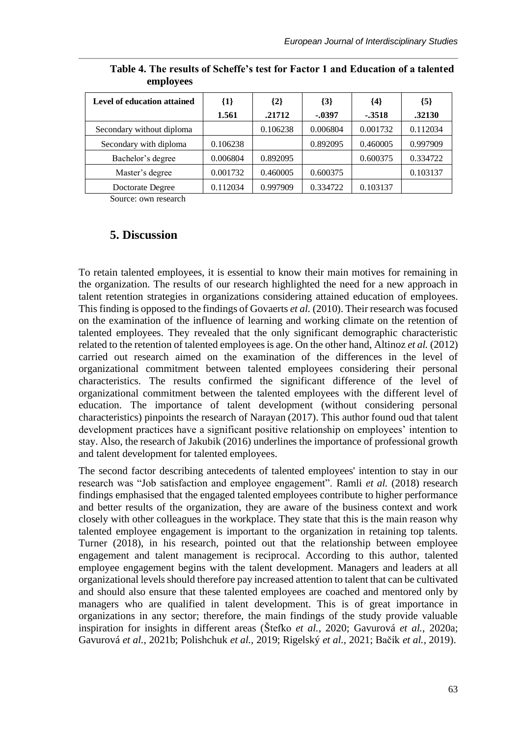**Table 4. The results of Scheffe's test for Factor 1 and Education of a talented employees**

| Level of education attained | {1} 1.561 | {2} .21712 | {3} -.0397 | {4} -.3518 | {5} .32130 |
|---|---|---|---|---|---|
| Secondary without diploma | | 0.106238 | 0.006804 | 0.001732 | 0.112034 |
| Secondary with diploma | 0.106238 | | 0.892095 | 0.460005 | 0.997909 |
| Bachelor's degree | 0.006804 | 0.892095 | | 0.600375 | 0.334722 |
| Master's degree | 0.001732 | 0.460005 | 0.600375 | | 0.103137 |
| Doctorate Degree | 0.112034 | 0.997909 | 0.334722 | 0.103137 | |

Source: own research

## 5. Discussion

To retain talented employees, it is essential to know their main motives for remaining in the organization. The results of our research highlighted the need for a new approach in talent retention strategies in organizations considering attained education of employees. This finding is opposed to the findings of Govaerts *et al.* (2010). Their research was focused on the examination of the influence of learning and working climate on the retention of talented employees. They revealed that the only significant demographic characteristic related to the retention of talented employees is age. On the other hand, Altinoz *et al.* (2012) carried out research aimed on the examination of the differences in the level of organizational commitment between talented employees considering their personal characteristics. The results confirmed the significant difference of the level of organizational commitment between the talented employees with the different level of education. The importance of talent development (without considering personal characteristics) pinpoints the research of Narayan (2017). This author found oud that talent development practices have a significant positive relationship on employees' intention to stay. Also, the research of Jakubik (2016) underlines the importance of professional growth and talent development for talented employees.

The second factor describing antecedents of talented employees' intention to stay in our research was "Job satisfaction and employee engagement". Ramli *et al.* (2018) research findings emphasised that the engaged talented employees contribute to higher performance and better results of the organization, they are aware of the business context and work closely with other colleagues in the workplace. They state that this is the main reason why talented employee engagement is important to the organization in retaining top talents. Turner (2018), in his research, pointed out that the relationship between employee engagement and talent management is reciprocal. According to this author, talented employee engagement begins with the talent development. Managers and leaders at all organizational levels should therefore pay increased attention to talent that can be cultivated and should also ensure that these talented employees are coached and mentored only by managers who are qualified in talent development. This is of great importance in organizations in any sector; therefore, the main findings of the study provide valuable inspiration for insights in different areas (Štefko *et al.*, 2020; Gavurová *et al.*, 2020a; Gavurová *et al.*, 2021b; Polishchuk *et al.*, 2019; Rigelský *et al.*, 2021; Bačík *et al.*, 2019).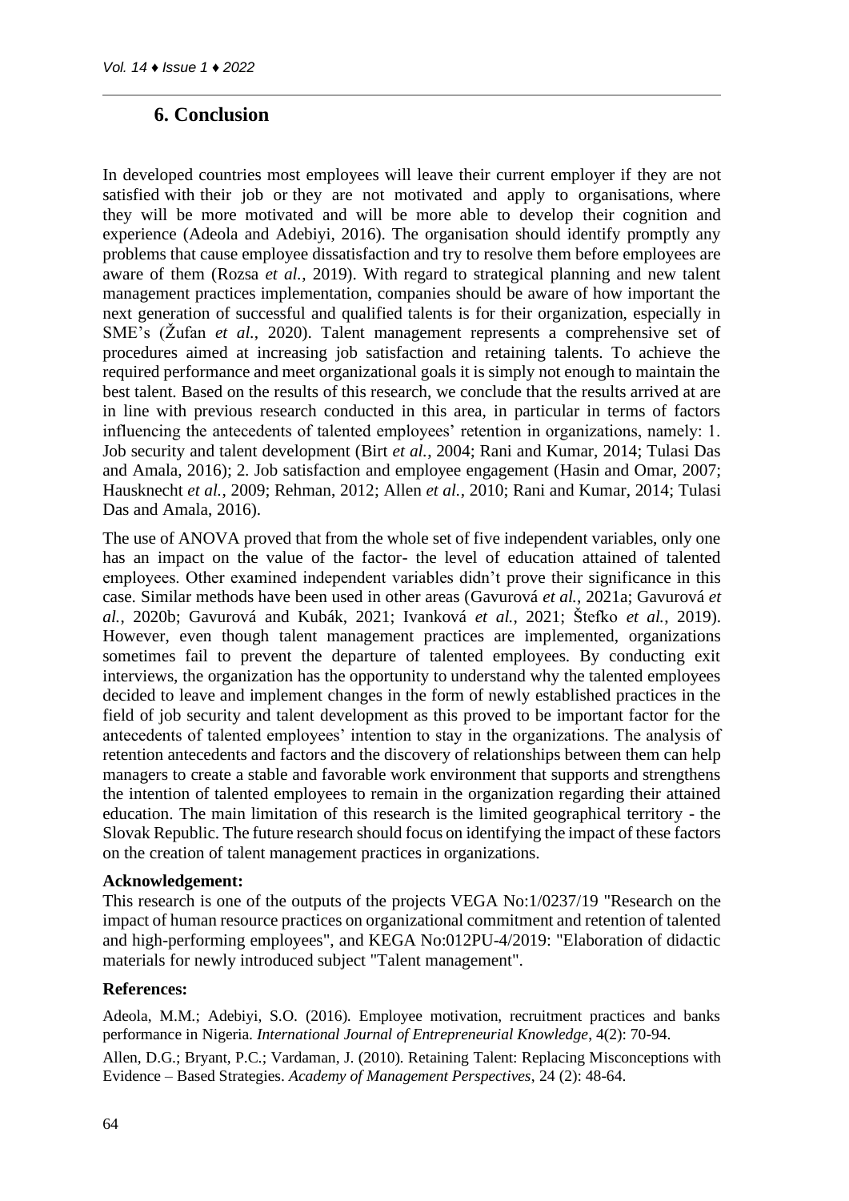## 6. Conclusion

In developed countries most employees will leave their current employer if they are not satisfied with their job or they are not motivated and apply to organisations, where they will be more motivated and will be more able to develop their cognition and experience (Adeola and Adebiyi, 2016). The organisation should identify promptly any problems that cause employee dissatisfaction and try to resolve them before employees are aware of them (Rozsa *et al.*, 2019). With regard to strategical planning and new talent management practices implementation, companies should be aware of how important the next generation of successful and qualified talents is for their organization, especially in SME's (Žufan *et al.*, 2020). Talent management represents a comprehensive set of procedures aimed at increasing job satisfaction and retaining talents. To achieve the required performance and meet organizational goals it is simply not enough to maintain the best talent. Based on the results of this research, we conclude that the results arrived at are in line with previous research conducted in this area, in particular in terms of factors influencing the antecedents of talented employees' retention in organizations, namely: 1. Job security and talent development (Birt *et al.*, 2004; Rani and Kumar, 2014; Tulasi Das and Amala, 2016); 2. Job satisfaction and employee engagement (Hasin and Omar, 2007; Hausknecht *et al.*, 2009; Rehman, 2012; Allen *et al.*, 2010; Rani and Kumar, 2014; Tulasi Das and Amala, 2016).

The use of ANOVA proved that from the whole set of five independent variables, only one has an impact on the value of the factor- the level of education attained of talented employees. Other examined independent variables didn't prove their significance in this case. Similar methods have been used in other areas (Gavurová *et al.*, 2021a; Gavurová *et al.*, 2020b; Gavurová and Kubák, 2021; Ivanková *et al.*, 2021; Štefko *et al.*, 2019). However, even though talent management practices are implemented, organizations sometimes fail to prevent the departure of talented employees. By conducting exit interviews, the organization has the opportunity to understand why the talented employees decided to leave and implement changes in the form of newly established practices in the field of job security and talent development as this proved to be important factor for the antecedents of talented employees' intention to stay in the organizations. The analysis of retention antecedents and factors and the discovery of relationships between them can help managers to create a stable and favorable work environment that supports and strengthens the intention of talented employees to remain in the organization regarding their attained education. The main limitation of this research is the limited geographical territory - the Slovak Republic. The future research should focus on identifying the impact of these factors on the creation of talent management practices in organizations.

**Acknowledgement:**

This research is one of the outputs of the projects VEGA No:1/0237/19 "Research on the impact of human resource practices on organizational commitment and retention of talented and high-performing employees", and KEGA No:012PU-4/2019: "Elaboration of didactic materials for newly introduced subject "Talent management".

**References:**

Adeola, M.M.; Adebiyi, S.O. (2016). Employee motivation, recruitment practices and banks performance in Nigeria. *International Journal of Entrepreneurial Knowledge*, 4(2): 70-94.

Allen, D.G.; Bryant, P.C.; Vardaman, J. (2010). Retaining Talent: Replacing Misconceptions with Evidence – Based Strategies. *Academy of Management Perspectives*, 24 (2): 48-64.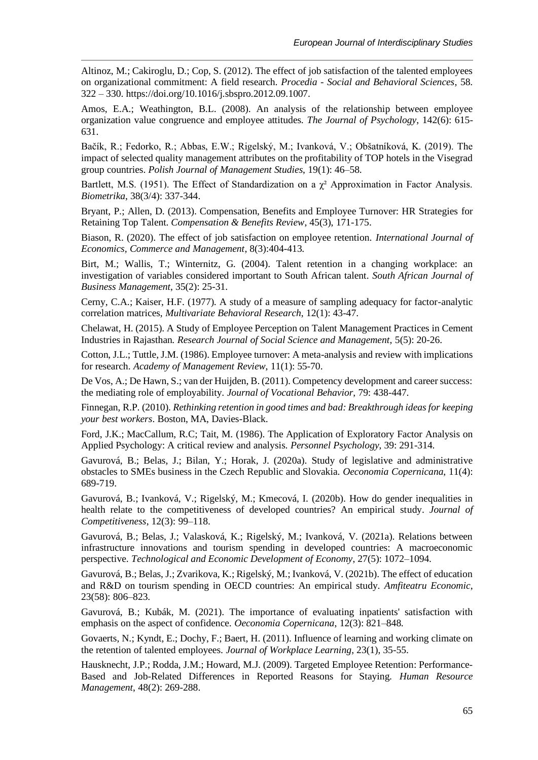Altinoz, M.; Cakiroglu, D.; Cop, S. (2012). The effect of job satisfaction of the talented employees on organizational commitment: A field research. *Procedia - Social and Behavioral Sciences*, 58. 322 – 330. https://doi.org/10.1016/j.sbspro.2012.09.1007.

Amos, E.A.; Weathington, B.L. (2008). An analysis of the relationship between employee organization value congruence and employee attitudes. *The Journal of Psychology*, 142(6): 615-631.

Bačík, R.; Fedorko, R.; Abbas, E.W.; Rigelský, M.; Ivanková, V.; Obšatníková, K. (2019). The impact of selected quality management attributes on the profitability of TOP hotels in the Visegrad group countries. *Polish Journal of Management Studies*, 19(1): 46–58.

Bartlett, M.S. (1951). The Effect of Standardization on a $\chi^2$ Approximation in Factor Analysis. *Biometrika*, 38(3/4): 337-344.

Bryant, P.; Allen, D. (2013). Compensation, Benefits and Employee Turnover: HR Strategies for Retaining Top Talent. *Compensation & Benefits Review*, 45(3), 171-175.

Biason, R. (2020). The effect of job satisfaction on employee retention. *International Journal of Economics, Commerce and Management*, 8(3):404-413.

Birt, M.; Wallis, T.; Winternitz, G. (2004). Talent retention in a changing workplace: an investigation of variables considered important to South African talent. *South African Journal of Business Management*, 35(2): 25-31.

Cerny, C.A.; Kaiser, H.F. (1977). A study of a measure of sampling adequacy for factor-analytic correlation matrices, *Multivariate Behavioral Research*, 12(1): 43-47.

Chelawat, H. (2015). A Study of Employee Perception on Talent Management Practices in Cement Industries in Rajasthan. *Research Journal of Social Science and Management*, 5(5): 20-26.

Cotton, J.L.; Tuttle, J.M. (1986). Employee turnover: A meta-analysis and review with implications for research. *Academy of Management Review*, 11(1): 55-70.

De Vos, A.; De Hawn, S.; van der Huijden, B. (2011). Competency development and career success: the mediating role of employability. *Journal of Vocational Behavior*, 79: 438-447.

Finnegan, R.P. (2010). *Rethinking retention in good times and bad: Breakthrough ideas for keeping your best workers*. Boston, MA, Davies-Black.

Ford, J.K.; MacCallum, R.C; Tait, M. (1986). The Application of Exploratory Factor Analysis on Applied Psychology: A critical review and analysis. *Personnel Psychology*, 39: 291-314.

Gavurová, B.; Belas, J.; Bilan, Y.; Horak, J. (2020a). Study of legislative and administrative obstacles to SMEs business in the Czech Republic and Slovakia. *Oeconomia Copernicana*, 11(4): 689-719.

Gavurová, B.; Ivanková, V.; Rigelský, M.; Kmecová, I. (2020b). How do gender inequalities in health relate to the competitiveness of developed countries? An empirical study. *Journal of Competitiveness*, 12(3): 99–118.

Gavurová, B.; Belas, J.; Valasková, K.; Rigelský, M.; Ivanková, V. (2021a). Relations between infrastructure innovations and tourism spending in developed countries: A macroeconomic perspective. *Technological and Economic Development of Economy*, 27(5): 1072–1094.

Gavurová, B.; Belas, J.; Zvarikova, K.; Rigelský, M.; Ivanková, V. (2021b). The effect of education and R&D on tourism spending in OECD countries: An empirical study. *Amfiteatru Economic*, 23(58): 806–823.

Gavurová, B.; Kubák, M. (2021). The importance of evaluating inpatients' satisfaction with emphasis on the aspect of confidence. *Oeconomia Copernicana*, 12(3): 821–848.

Govaerts, N.; Kyndt, E.; Dochy, F.; Baert, H. (2011). Influence of learning and working climate on the retention of talented employees. *Journal of Workplace Learning*, 23(1), 35-55.

Hausknecht, J.P.; Rodda, J.M.; Howard, M.J. (2009). Targeted Employee Retention: Performance-Based and Job-Related Differences in Reported Reasons for Staying. *Human Resource Management*, 48(2): 269-288.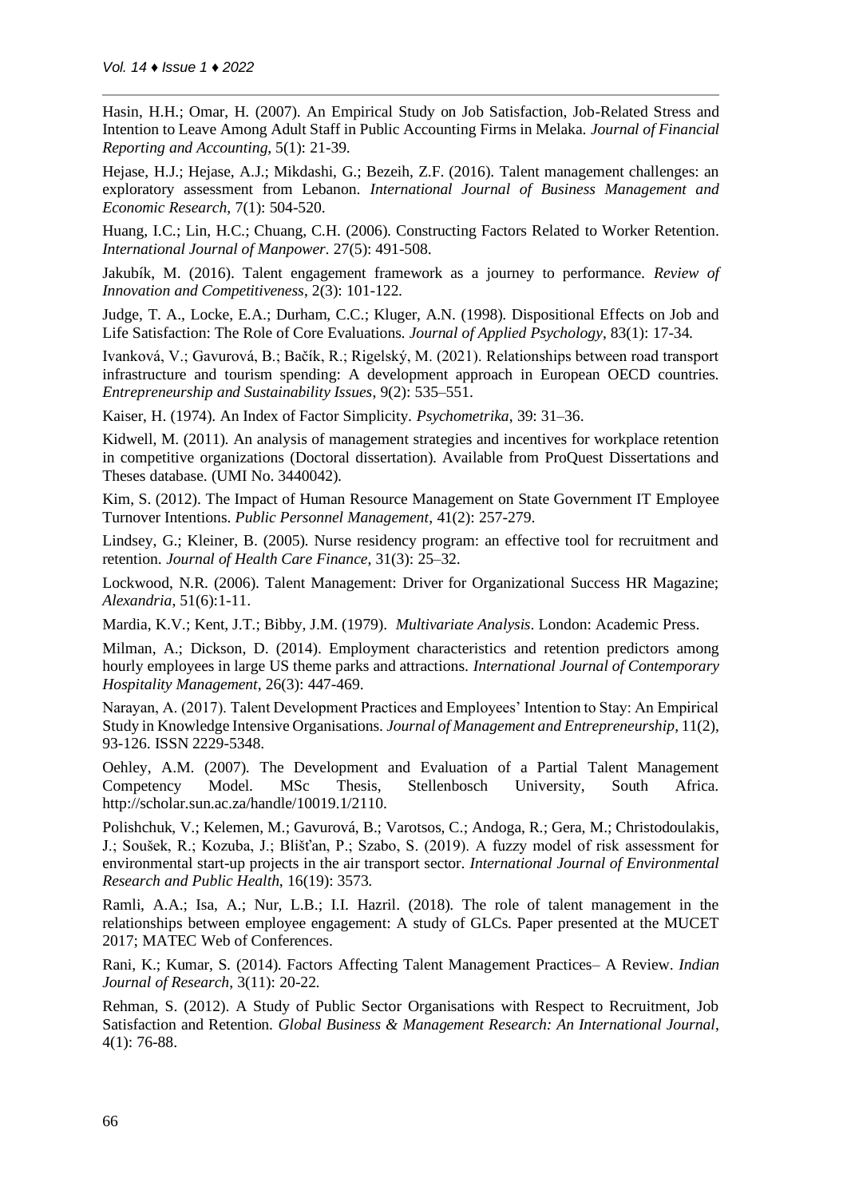Hasin, H.H.; Omar, H. (2007). An Empirical Study on Job Satisfaction, Job-Related Stress and Intention to Leave Among Adult Staff in Public Accounting Firms in Melaka. *Journal of Financial Reporting and Accounting*, 5(1): 21-39.

Hejase, H.J.; Hejase, A.J.; Mikdashi, G.; Bezeih, Z.F. (2016). Talent management challenges: an exploratory assessment from Lebanon. *International Journal of Business Management and Economic Research*, 7(1): 504-520.

Huang, I.C.; Lin, H.C.; Chuang, C.H. (2006). Constructing Factors Related to Worker Retention. *International Journal of Manpower*. 27(5): 491-508.

Jakubík, M. (2016). Talent engagement framework as a journey to performance. *Review of Innovation and Competitiveness*, 2(3): 101-122.

Judge, T. A., Locke, E.A.; Durham, C.C.; Kluger, A.N. (1998). Dispositional Effects on Job and Life Satisfaction: The Role of Core Evaluations. *Journal of Applied Psychology*, 83(1): 17-34.

Ivanková, V.; Gavurová, B.; Bačík, R.; Rigelský, M. (2021). Relationships between road transport infrastructure and tourism spending: A development approach in European OECD countries. *Entrepreneurship and Sustainability Issues*, 9(2): 535–551.

Kaiser, H. (1974). An Index of Factor Simplicity. *Psychometrika*, 39: 31–36.

Kidwell, M. (2011). An analysis of management strategies and incentives for workplace retention in competitive organizations (Doctoral dissertation). Available from ProQuest Dissertations and Theses database. (UMI No. 3440042).

Kim, S. (2012). The Impact of Human Resource Management on State Government IT Employee Turnover Intentions. *Public Personnel Management*, 41(2): 257-279.

Lindsey, G.; Kleiner, B. (2005). Nurse residency program: an effective tool for recruitment and retention. *Journal of Health Care Finance*, 31(3): 25–32.

Lockwood, N.R. (2006). Talent Management: Driver for Organizational Success HR Magazine; *Alexandria*, 51(6):1-11.

Mardia, K.V.; Kent, J.T.; Bibby, J.M. (1979). *Multivariate Analysis*. London: Academic Press.

Milman, A.; Dickson, D. (2014). Employment characteristics and retention predictors among hourly employees in large US theme parks and attractions. *International Journal of Contemporary Hospitality Management*, 26(3): 447-469.

Narayan, A. (2017). Talent Development Practices and Employees' Intention to Stay: An Empirical Study in Knowledge Intensive Organisations. *Journal of Management and Entrepreneurship*, 11(2), 93-126. ISSN 2229-5348.

Oehley, A.M. (2007). The Development and Evaluation of a Partial Talent Management Competency Model. MSc Thesis, Stellenbosch University, South Africa. http://scholar.sun.ac.za/handle/10019.1/2110.

Polishchuk, V.; Kelemen, M.; Gavurová, B.; Varotsos, C.; Andoga, R.; Gera, M.; Christodoulakis, J.; Soušek, R.; Kozuba, J.; Blišťan, P.; Szabo, S. (2019). A fuzzy model of risk assessment for environmental start-up projects in the air transport sector. *International Journal of Environmental Research and Public Health*, 16(19): 3573.

Ramli, A.A.; Isa, A.; Nur, L.B.; I.I. Hazril. (2018). The role of talent management in the relationships between employee engagement: A study of GLCs. Paper presented at the MUCET 2017; MATEC Web of Conferences.

Rani, K.; Kumar, S. (2014). Factors Affecting Talent Management Practices– A Review. *Indian Journal of Research*, 3(11): 20-22.

Rehman, S. (2012). A Study of Public Sector Organisations with Respect to Recruitment, Job Satisfaction and Retention. *Global Business & Management Research: An International Journal*, 4(1): 76-88.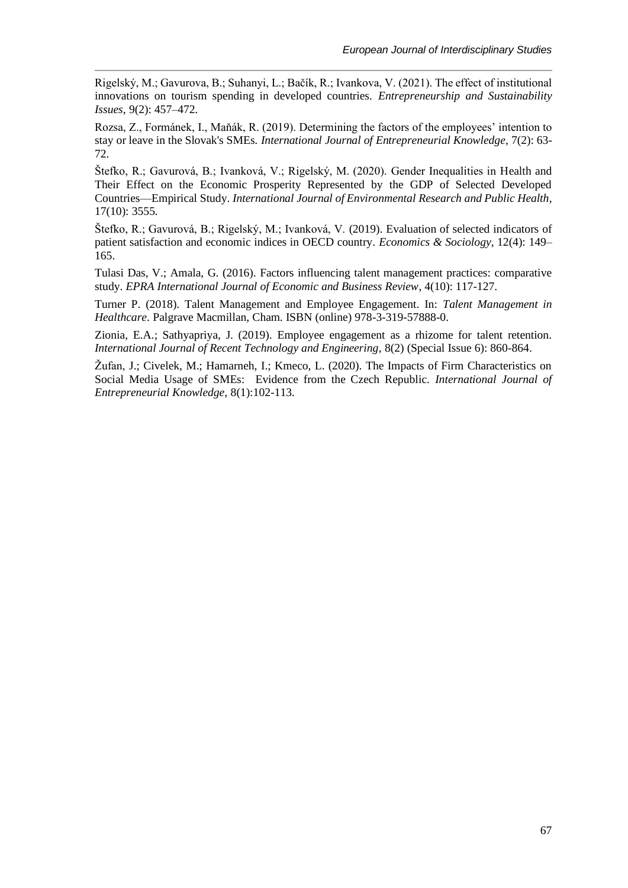Rigelský, M.; Gavurova, B.; Suhanyi, L.; Bačík, R.; Ivankova, V. (2021). The effect of institutional innovations on tourism spending in developed countries. *Entrepreneurship and Sustainability Issues*, 9(2): 457–472.

Rozsa, Z., Formánek, I., Maňák, R. (2019). Determining the factors of the employees' intention to stay or leave in the Slovak's SMEs. *International Journal of Entrepreneurial Knowledge*, 7(2): 63-72.

Štefko, R.; Gavurová, B.; Ivanková, V.; Rigelský, M. (2020). Gender Inequalities in Health and Their Effect on the Economic Prosperity Represented by the GDP of Selected Developed Countries—Empirical Study. *International Journal of Environmental Research and Public Health*, 17(10): 3555.

Štefko, R.; Gavurová, B.; Rigelský, M.; Ivanková, V. (2019). Evaluation of selected indicators of patient satisfaction and economic indices in OECD country. *Economics & Sociology*, 12(4): 149–165.

Tulasi Das, V.; Amala, G. (2016). Factors influencing talent management practices: comparative study. *EPRA International Journal of Economic and Business Review*, 4(10): 117-127.

Turner P. (2018). Talent Management and Employee Engagement. In: *Talent Management in Healthcare*. Palgrave Macmillan, Cham. ISBN (online) 978-3-319-57888-0.

Zionia, E.A.; Sathyapriya, J. (2019). Employee engagement as a rhizome for talent retention. *International Journal of Recent Technology and Engineering*, 8(2) (Special Issue 6): 860-864.

Žufan, J.; Civelek, M.; Hamarneh, I.; Kmeco, L. (2020). The Impacts of Firm Characteristics on Social Media Usage of SMEs: Evidence from the Czech Republic. *International Journal of Entrepreneurial Knowledge*, 8(1):102-113.